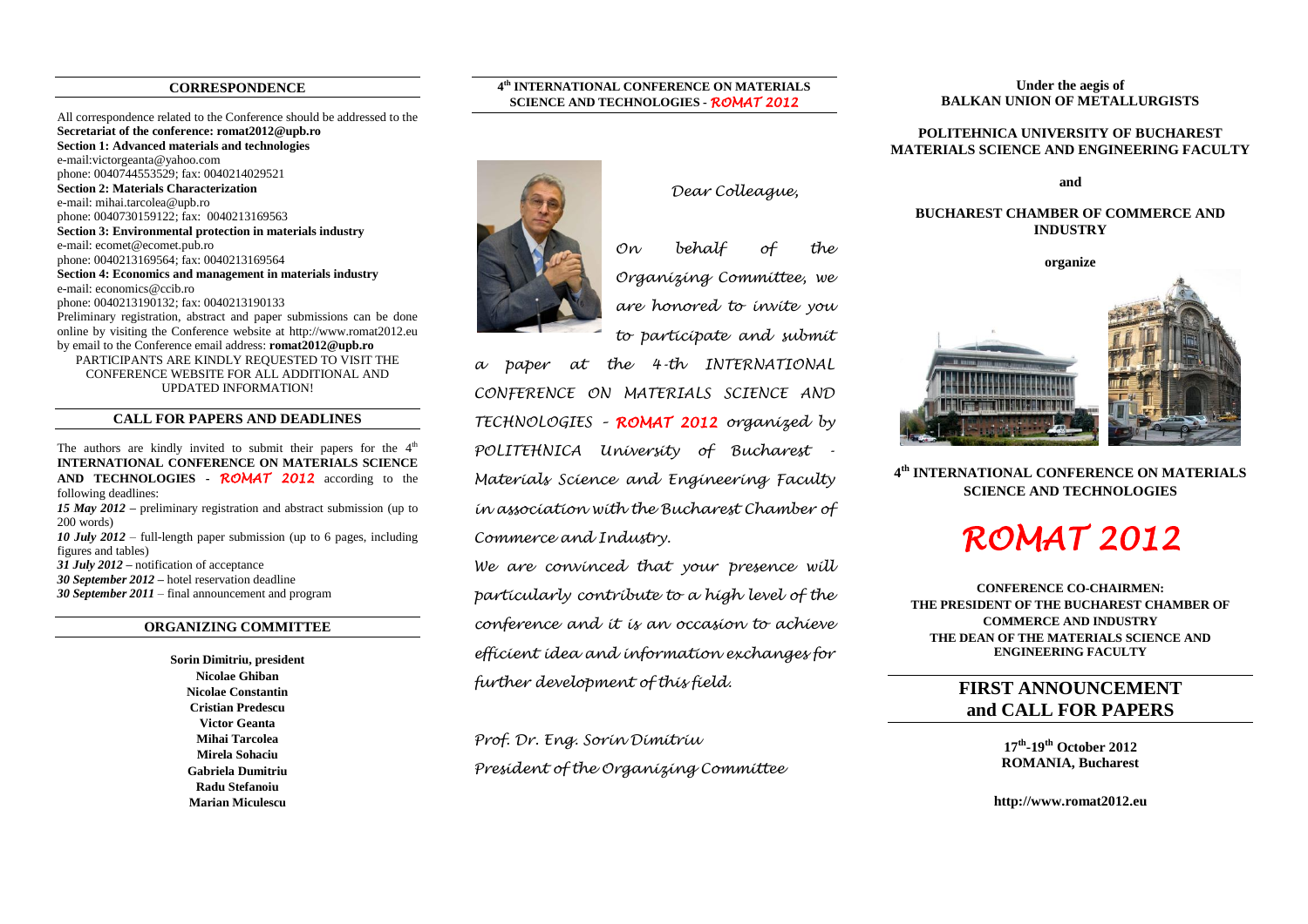## CORRESPONDENCE

All correspondence related to the Conference should be addressed to the **Secretariat of the conference: romat2012@upb.ro**

**Section 1: Advanced materials and technologies**
e-mail:victorgeanta@yahoo.com
phone: 0040744553529; fax: 0040214029521

**Section 2: Materials Characterization**
e-mail: mihai.tarcolea@upb.ro
phone: 0040730159122; fax: 0040213169563

**Section 3: Environmental protection in materials industry**
e-mail: ecomet@ecomet.pub.ro
phone: 0040213169564; fax: 0040213169564

**Section 4: Economics and management in materials industry**
e-mail: economics@ccib.ro
phone: 0040213190132; fax: 0040213190133

Preliminary registration, abstract and paper submissions can be done online by visiting the Conference website at http://www.romat2012.eu by email to the Conference email address: **romat2012@upb.ro**

PARTICIPANTS ARE KINDLY REQUESTED TO VISIT THE CONFERENCE WEBSITE FOR ALL ADDITIONAL AND UPDATED INFORMATION!

## CALL FOR PAPERS AND DEADLINES

The authors are kindly invited to submit their papers for the 4th **INTERNATIONAL CONFERENCE ON MATERIALS SCIENCE AND TECHNOLOGIES** - ***ROMAT 2012*** according to the following deadlines:

***15 May 2012*** – preliminary registration and abstract submission (up to 200 words)
***10 July 2012*** – full-length paper submission (up to 6 pages, including figures and tables)
***31 July 2012*** – notification of acceptance
***30 September 2012*** – hotel reservation deadline
***30 September 2011*** – final announcement and program

## ORGANIZING COMMITTEE

**Sorin Dimitriu, president**
**Nicolae Ghiban**
**Nicolae Constantin**
**Cristian Predescu**
**Victor Geanta**
**Mihai Tarcolea**
**Mirela Sohaciu**
**Gabriela Dumitriu**
**Radu Stefanoiu**
**Marian Miculescu**

## 4th INTERNATIONAL CONFERENCE ON MATERIALS SCIENCE AND TECHNOLOGIES - *ROMAT 2012*

*Dear Colleague,*

*On behalf of the Organizing Committee, we are honored to invite you to participate and submit a paper at the 4-th INTERNATIONAL CONFERENCE ON MATERIALS SCIENCE AND TECHNOLOGIES – **ROMAT 2012** organized by POLITEHNICA University of Bucharest - Materials Science and Engineering Faculty in association with the Bucharest Chamber of Commerce and Industry.*

*We are convinced that your presence will particularly contribute to a high level of the conference and it is an occasion to achieve efficient idea and information exchanges for further development of this field.*

*Prof. Dr. Eng. Sorin Dimitriu*
*President of the Organizing Committee*

**Under the aegis of**
**BALKAN UNION OF METALLURGISTS**

**POLITEHNICA UNIVERSITY OF BUCHAREST**
**MATERIALS SCIENCE AND ENGINEERING FACULTY**

**and**

**BUCHAREST CHAMBER OF COMMERCE AND INDUSTRY**

**organize**

## 4th INTERNATIONAL CONFERENCE ON MATERIALS SCIENCE AND TECHNOLOGIES

# *ROMAT 2012*

**CONFERENCE CO-CHAIRMEN:**
**THE PRESIDENT OF THE BUCHAREST CHAMBER OF COMMERCE AND INDUSTRY**
**THE DEAN OF THE MATERIALS SCIENCE AND ENGINEERING FACULTY**

## FIRST ANNOUNCEMENT and CALL FOR PAPERS

**17th-19th October 2012**
**ROMANIA, Bucharest**

**http://www.romat2012.eu**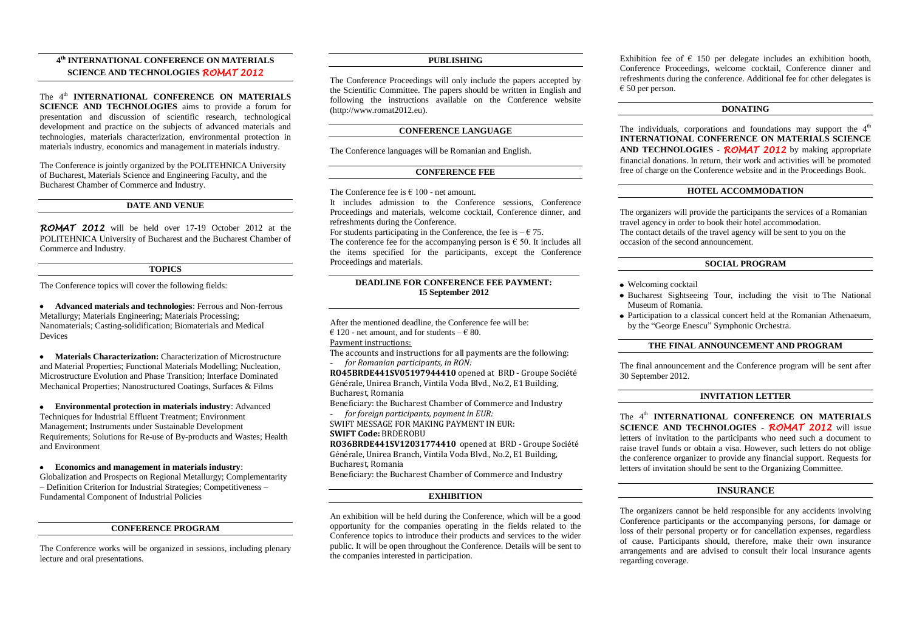## 4[th] INTERNATIONAL CONFERENCE ON MATERIALS SCIENCE AND TECHNOLOGIES *ROMAT 2012*

The 4[th] **INTERNATIONAL CONFERENCE ON MATERIALS SCIENCE AND TECHNOLOGIES** aims to provide a forum for presentation and discussion of scientific research, technological development and practice on the subjects of advanced materials and technologies, materials characterization, environmental protection in materials industry, economics and management in materials industry.

The Conference is jointly organized by the POLITEHNICA University of Bucharest, Materials Science and Engineering Faculty, and the Bucharest Chamber of Commerce and Industry.

### DATE AND VENUE

***ROMAT 2012*** will be held over 17-19 October 2012 at the POLITEHNICA University of Bucharest and the Bucharest Chamber of Commerce and Industry.

### TOPICS

The Conference topics will cover the following fields:

- **Advanced materials and technologies**: Ferrous and Non-ferrous Metallurgy; Materials Engineering; Materials Processing; Nanomaterials; Casting-solidification; Biomaterials and Medical Devices
- **Materials Characterization:** Characterization of Microstructure and Material Properties; Functional Materials Modelling; Nucleation, Microstructure Evolution and Phase Transition; Interface Dominated Mechanical Properties; Nanostructured Coatings, Surfaces & Films
- **Environmental protection in materials industry**: Advanced Techniques for Industrial Effluent Treatment; Environment Management; Instruments under Sustainable Development Requirements; Solutions for Re-use of By-products and Wastes; Health and Environment
- **Economics and management in materials industry**: Globalization and Prospects on Regional Metallurgy; Complementarity – Definition Criterion for Industrial Strategies; Competitiveness – Fundamental Component of Industrial Policies

### CONFERENCE PROGRAM

The Conference works will be organized in sessions, including plenary lecture and oral presentations.

### PUBLISHING

The Conference Proceedings will only include the papers accepted by the Scientific Committee. The papers should be written in English and following the instructions available on the Conference website (http://www.romat2012.eu).

### CONFERENCE LANGUAGE

The Conference languages will be Romanian and English.

### CONFERENCE FEE

The Conference fee is € 100 - net amount.

It includes admission to the Conference sessions, Conference Proceedings and materials, welcome cocktail, Conference dinner, and refreshments during the Conference.

For students participating in the Conference, the fee is – € 75.

The conference fee for the accompanying person is € 50. It includes all the items specified for the participants, except the Conference Proceedings and materials.

### DEADLINE FOR CONFERENCE FEE PAYMENT: 15 September 2012

After the mentioned deadline, the Conference fee will be:
€ 120 - net amount, and for students – € 80.

Payment instructions:

The accounts and instructions for all payments are the following:

- *for Romanian participants, in RON:*

**RO45BRDE441SV05197944410** opened at BRD - Groupe Société Générale, Unirea Branch, Vintila Voda Blvd., No.2, E1 Building, Bucharest, Romania

Beneficiary: the Bucharest Chamber of Commerce and Industry

- *for foreign participants, payment in EUR:*

SWIFT MESSAGE FOR MAKING PAYMENT IN EUR:
**SWIFT Code:** BRDEROBU

**RO36BRDE441SV12031774410** opened at BRD - Groupe Société Générale, Unirea Branch, Vintila Voda Blvd., No.2, E1 Building, Bucharest, Romania

Beneficiary: the Bucharest Chamber of Commerce and Industry

### EXHIBITION

An exhibition will be held during the Conference, which will be a good opportunity for the companies operating in the fields related to the Conference topics to introduce their products and services to the wider public. It will be open throughout the Conference. Details will be sent to the companies interested in participation.

Exhibition fee of € 150 per delegate includes an exhibition booth, Conference Proceedings, welcome cocktail, Conference dinner and refreshments during the conference. Additional fee for other delegates is € 50 per person.

### DONATING

The individuals, corporations and foundations may support the 4[th] **INTERNATIONAL CONFERENCE ON MATERIALS SCIENCE AND TECHNOLOGIES** - ***ROMAT 2012*** by making appropriate financial donations. In return, their work and activities will be promoted free of charge on the Conference website and in the Proceedings Book.

### HOTEL ACCOMMODATION

The organizers will provide the participants the services of a Romanian travel agency in order to book their hotel accommodation.
The contact details of the travel agency will be sent to you on the occasion of the second announcement.

### SOCIAL PROGRAM

- Welcoming cocktail
- Bucharest Sightseeing Tour, including the visit to The National Museum of Romania.
- Participation to a classical concert held at the Romanian Athenaeum, by the "George Enescu" Symphonic Orchestra.

### THE FINAL ANNOUNCEMENT AND PROGRAM

The final announcement and the Conference program will be sent after 30 September 2012.

### INVITATION LETTER

The 4[th] **INTERNATIONAL CONFERENCE ON MATERIALS SCIENCE AND TECHNOLOGIES** - ***ROMAT 2012*** will issue letters of invitation to the participants who need such a document to raise travel funds or obtain a visa. However, such letters do not oblige the conference organizer to provide any financial support. Requests for letters of invitation should be sent to the Organizing Committee.

### INSURANCE

The organizers cannot be held responsible for any accidents involving Conference participants or the accompanying persons, for damage or loss of their personal property or for cancellation expenses, regardless of cause. Participants should, therefore, make their own insurance arrangements and are advised to consult their local insurance agents regarding coverage.